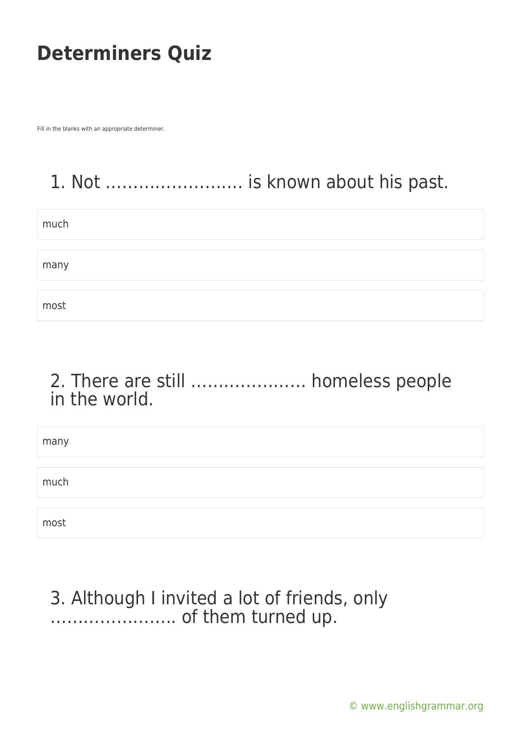# Determiners Quiz

Fill in the blanks with an appropriate determiner.

## 1. Not ……………………. is known about his past.

- much
- many
- most

## 2. There are still ………………… homeless people in the world.

- many
- much
- most

## 3. Although I invited a lot of friends, only ………………….. of them turned up.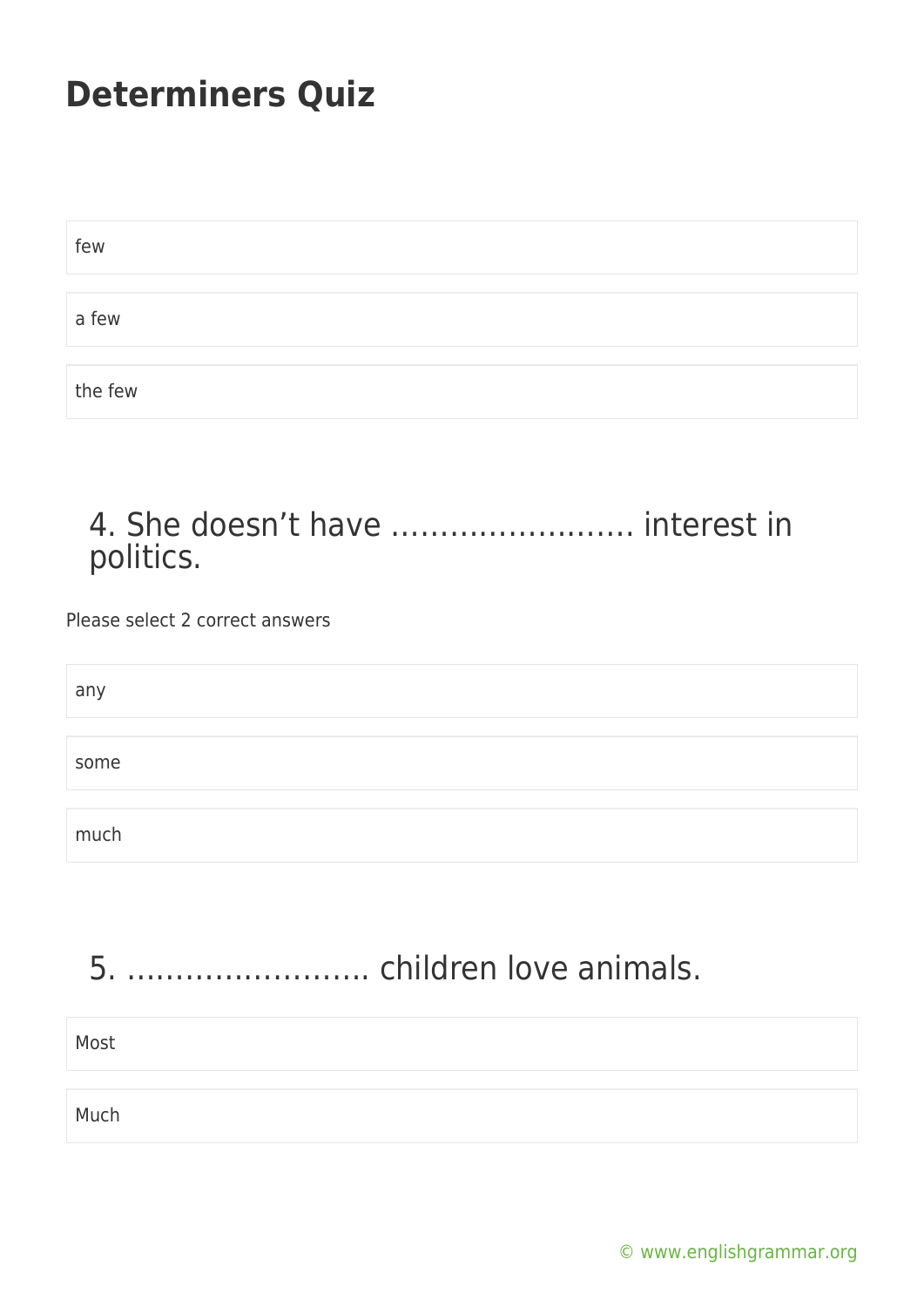# Determiners Quiz

few

a few

the few

## 4. She doesn't have ……………………. interest in politics.

Please select 2 correct answers

any

some

much

## 5. ……………………. children love animals.

Most

Much

© www.englishgrammar.org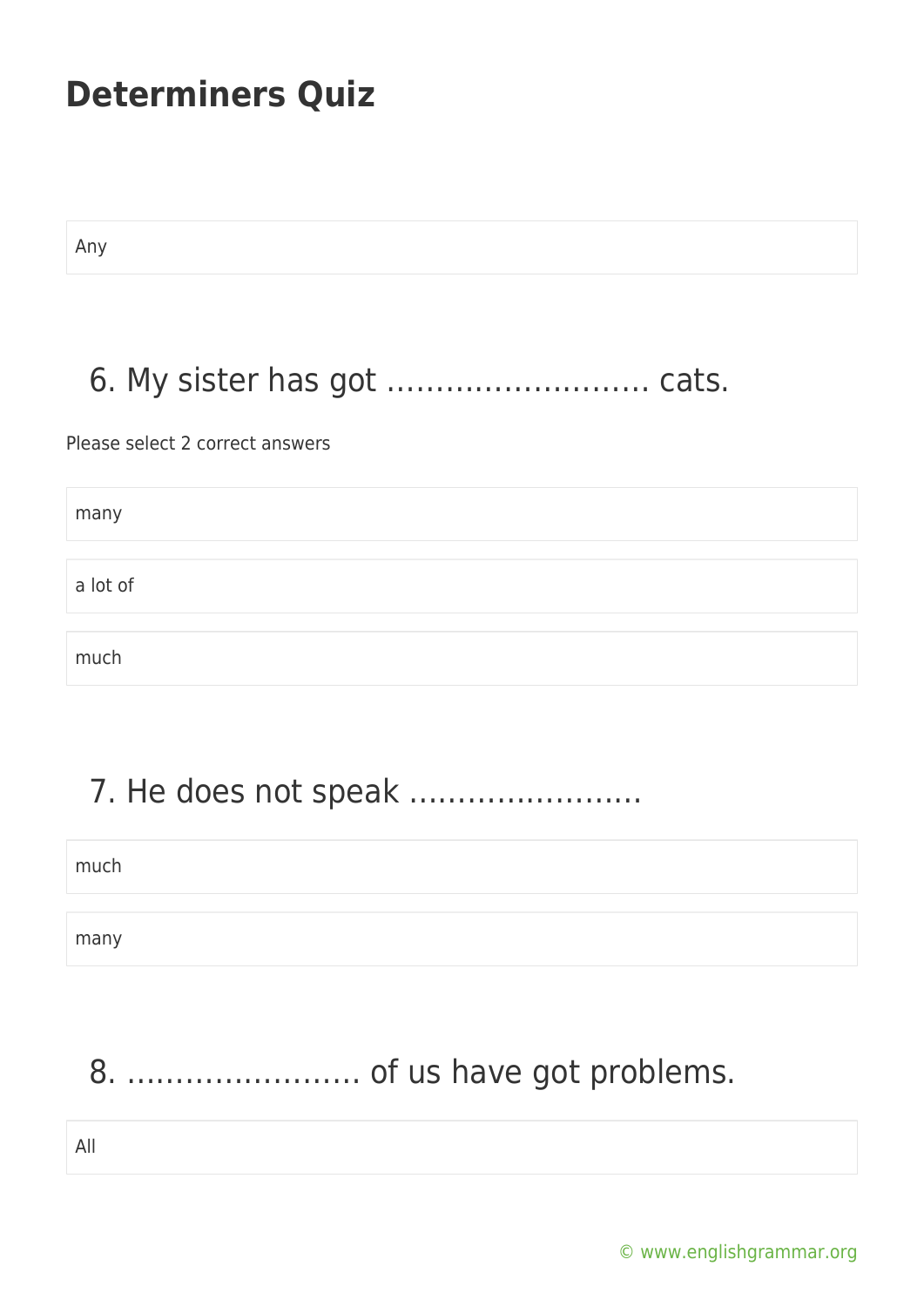# Determiners Quiz

Any

## 6. My sister has got ……………………… cats.

Please select 2 correct answers

many

a lot of

much

## 7. He does not speak ……………………

much

many

## 8. …………………… of us have got problems.

All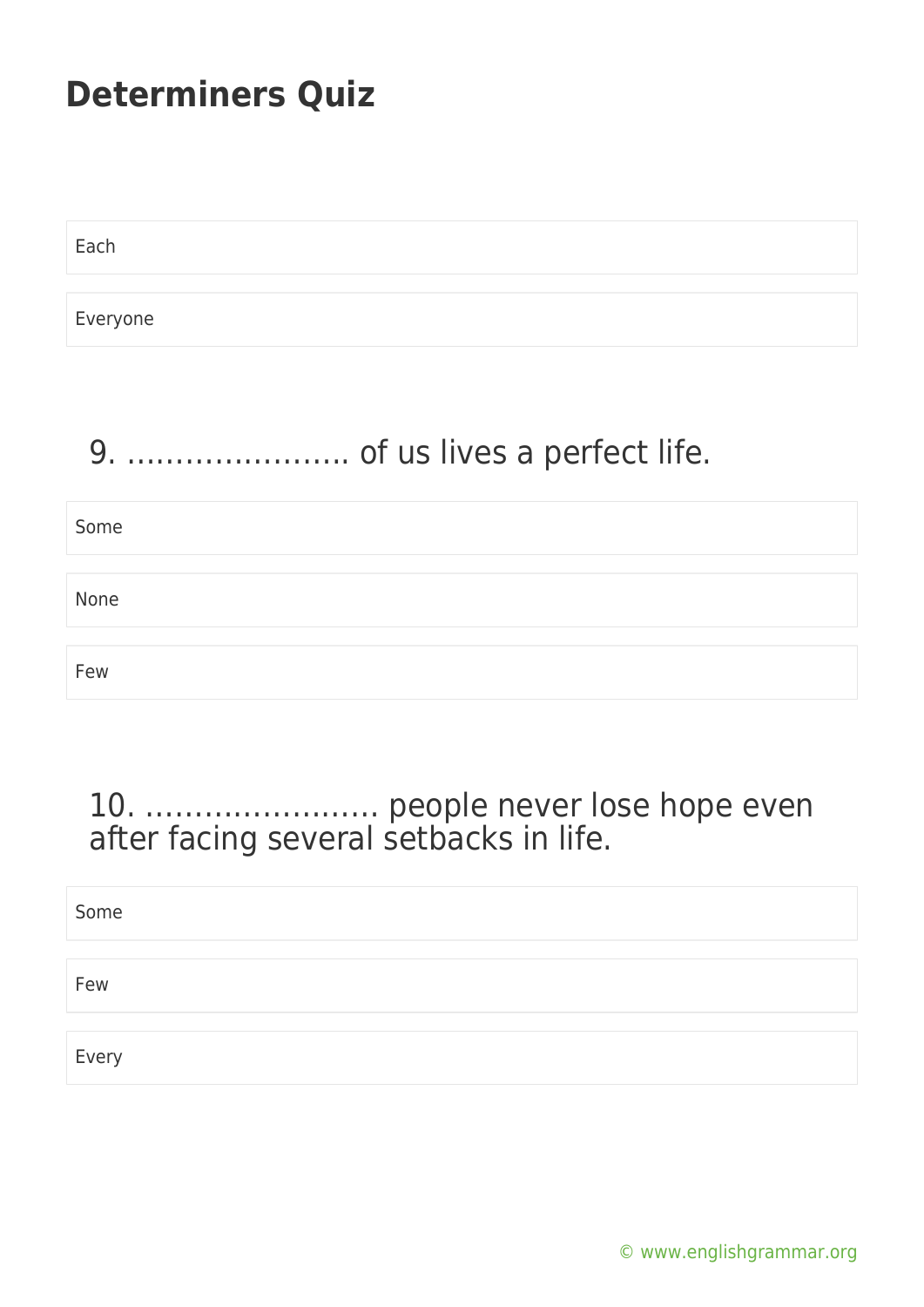# Determiners Quiz

Each

Everyone

9. ………………….. of us lives a perfect life.

Some

None

Few

10. …………………… people never lose hope even after facing several setbacks in life.

Some

Few

Every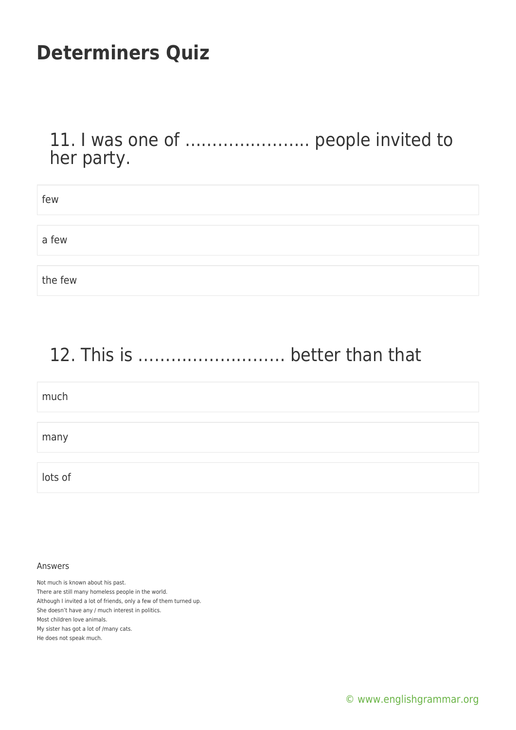# Determiners Quiz

## 11. I was one of ………………….. people invited to her party.

- few
- a few
- the few

## 12. This is …………………….. better than that

- much
- many
- lots of

Answers

Not much is known about his past.
There are still many homeless people in the world.
Although I invited a lot of friends, only a few of them turned up.
She doesn't have any / much interest in politics.
Most children love animals.
My sister has got a lot of /many cats.
He does not speak much.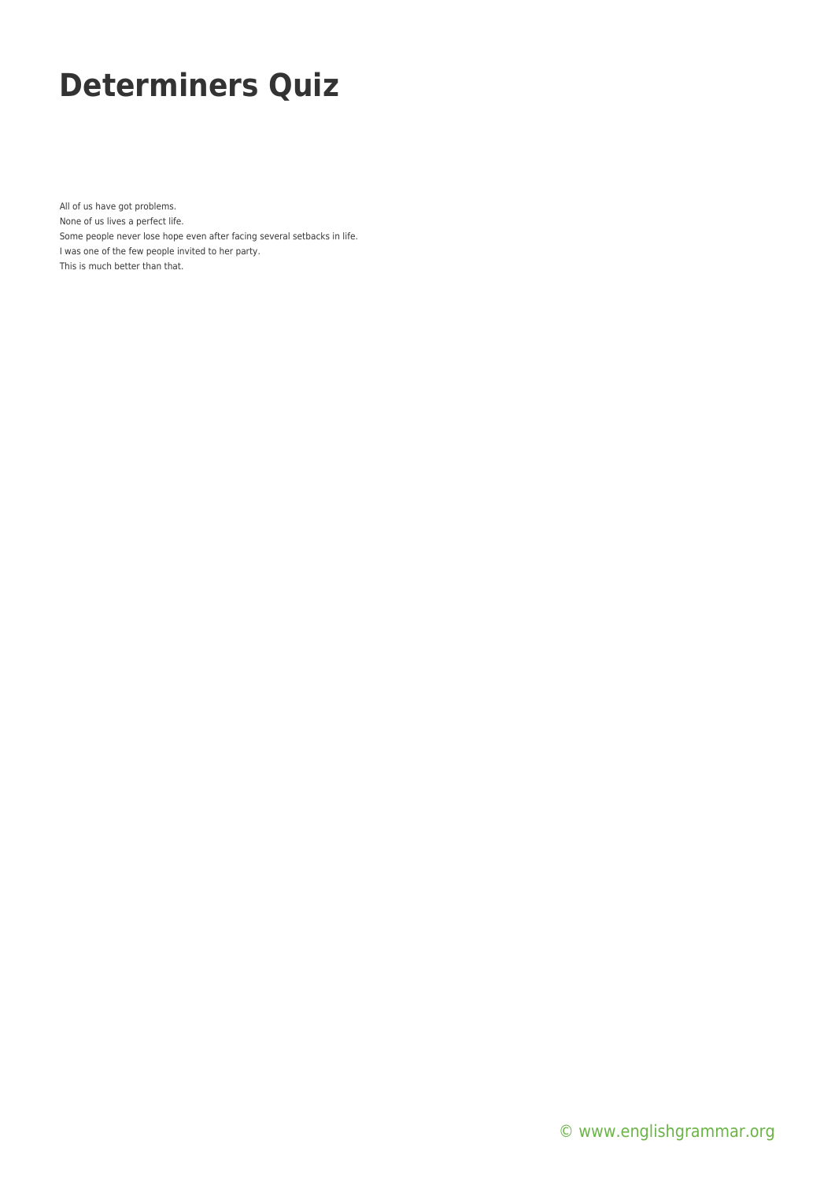# Determiners Quiz

All of us have got problems.
None of us lives a perfect life.
Some people never lose hope even after facing several setbacks in life.
I was one of the few people invited to her party.
This is much better than that.